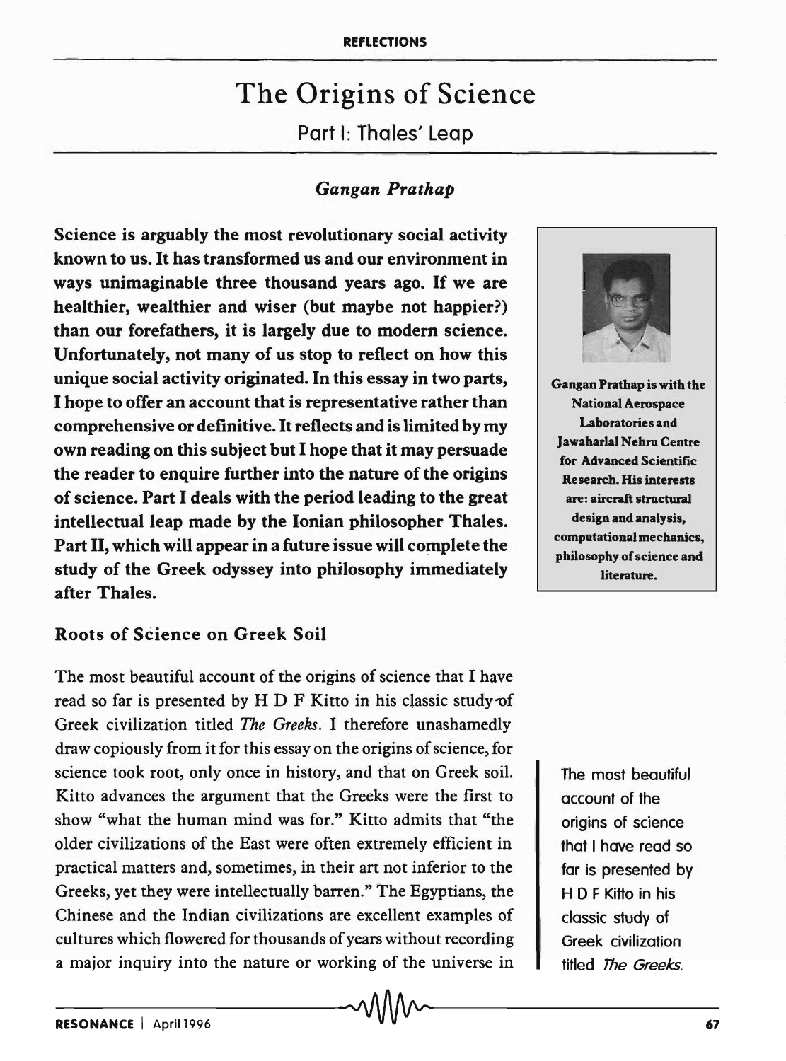# The Origins of Science

## Part I: Thales' Leap

*Gangan Prathap*

**Science is arguably the most revolutionary social activity known to us. It has transformed us and our environment in ways unimaginable three thousand years ago. If we are healthier, wealthier and wiser (but maybe not happier?) than our forefathers, it is largely due to modern science. Unfortunately, not many of us stop to reflect on how this unique social activity originated. In this essay in two parts, I hope to offer an account that is representative rather than comprehensive or definitive. It reflects and is limited by my own reading on this subject but I hope that it may persuade the reader to enquire further into the nature of the origins of science. Part I deals with the period leading to the great intellectual leap made by the Ionian philosopher Thales. Part II, which will appear in a future issue will complete the study of the Greek odyssey into philosophy immediately after Thales.**

**Gangan Prathap is with the National Aerospace Laboratories and Jawaharlal Nehru Centre for Advanced Scientific Research. His interests are: aircraft structural design and analysis, computational mechanics, philosophy of science and literature.**

### Roots of Science on Greek Soil

The most beautiful account of the origins of science that I have read so far is presented by H D F Kitto in his classic study of Greek civilization titled *The Greeks*. I therefore unashamedly draw copiously from it for this essay on the origins of science, for science took root, only once in history, and that on Greek soil. Kitto advances the argument that the Greeks were the first to show "what the human mind was for." Kitto admits that "the older civilizations of the East were often extremely efficient in practical matters and, sometimes, in their art not inferior to the Greeks, yet they were intellectually barren." The Egyptians, the Chinese and the Indian civilizations are excellent examples of cultures which flowered for thousands of years without recording a major inquiry into the nature or working of the universe in

The most beautiful account of the origins of science that I have read so far is presented by H D F Kitto in his classic study of Greek civilization titled *The Greeks*.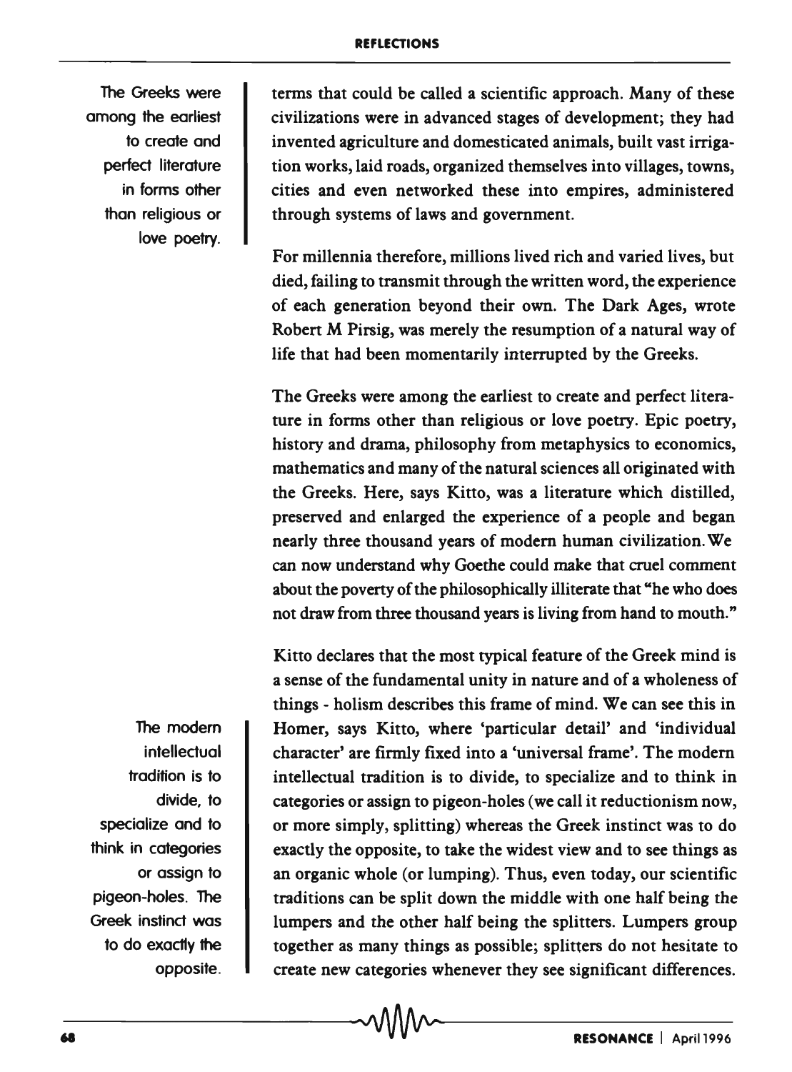terms that could be called a scientific approach. Many of these civilizations were in advanced stages of development; they had invented agriculture and domesticated animals, built vast irrigation works, laid roads, organized themselves into villages, towns, cities and even networked these into empires, administered through systems of laws and government.

For millennia therefore, millions lived rich and varied lives, but died, failing to transmit through the written word, the experience of each generation beyond their own. The Dark Ages, wrote Robert M Pirsig, was merely the resumption of a natural way of life that had been momentarily interrupted by the Greeks.

The Greeks were among the earliest to create and perfect literature in forms other than religious or love poetry. Epic poetry, history and drama, philosophy from metaphysics to economics, mathematics and many of the natural sciences all originated with the Greeks. Here, says Kitto, was a literature which distilled, preserved and enlarged the experience of a people and began nearly three thousand years of modern human civilization. We can now understand why Goethe could make that cruel comment about the poverty of the philosophically illiterate that "he who does not draw from three thousand years is living from hand to mouth."

Kitto declares that the most typical feature of the Greek mind is a sense of the fundamental unity in nature and of a wholeness of things - holism describes this frame of mind. We can see this in Homer, says Kitto, where 'particular detail' and 'individual character' are firmly fixed into a 'universal frame'. The modern intellectual tradition is to divide, to specialize and to think in categories or assign to pigeon-holes (we call it reductionism now, or more simply, splitting) whereas the Greek instinct was to do exactly the opposite, to take the widest view and to see things as an organic whole (or lumping). Thus, even today, our scientific traditions can be split down the middle with one half being the lumpers and the other half being the splitters. Lumpers group together as many things as possible; splitters do not hesitate to create new categories whenever they see significant differences.

> The Greeks were among the earliest to create and perfect literature in forms other than religious or love poetry.

> The modern intellectual tradition is to divide, to specialize and to think in categories or assign to pigeon-holes. The Greek instinct was to do exactly the opposite.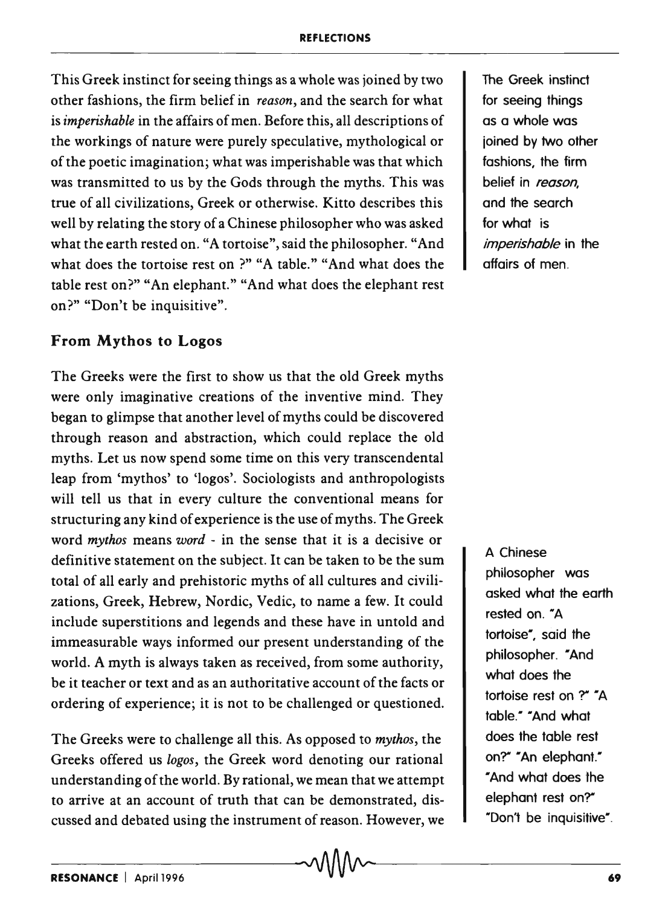This Greek instinct for seeing things as a whole was joined by two other fashions, the firm belief in *reason*, and the search for what is *imperishable* in the affairs of men. Before this, all descriptions of the workings of nature were purely speculative, mythological or of the poetic imagination; what was imperishable was that which was transmitted to us by the Gods through the myths. This was true of all civilizations, Greek or otherwise. Kitto describes this well by relating the story of a Chinese philosopher who was asked what the earth rested on. "A tortoise", said the philosopher. "And what does the tortoise rest on ?" "A table." "And what does the table rest on?" "An elephant." "And what does the elephant rest on?" "Don't be inquisitive".

The Greek instinct for seeing things as a whole was joined by two other fashions, the firm belief in *reason*, and the search for what is *imperishable* in the affairs of men.

## From Mythos to Logos

The Greeks were the first to show us that the old Greek myths were only imaginative creations of the inventive mind. They began to glimpse that another level of myths could be discovered through reason and abstraction, which could replace the old myths. Let us now spend some time on this very transcendental leap from 'mythos' to 'logos'. Sociologists and anthropologists will tell us that in every culture the conventional means for structuring any kind of experience is the use of myths. The Greek word *mythos* means *word* - in the sense that it is a decisive or definitive statement on the subject. It can be taken to be the sum total of all early and prehistoric myths of all cultures and civilizations, Greek, Hebrew, Nordic, Vedic, to name a few. It could include superstitions and legends and these have in untold and immeasurable ways informed our present understanding of the world. A myth is always taken as received, from some authority, be it teacher or text and as an authoritative account of the facts or ordering of experience; it is not to be challenged or questioned.

A Chinese philosopher was asked what the earth rested on. "A tortoise", said the philosopher. "And what does the tortoise rest on ?" "A table." "And what does the table rest on?" "An elephant." "And what does the elephant rest on?" "Don't be inquisitive".

The Greeks were to challenge all this. As opposed to *mythos*, the Greeks offered us *logos*, the Greek word denoting our rational understanding of the world. By rational, we mean that we attempt to arrive at an account of truth that can be demonstrated, discussed and debated using the instrument of reason. However, we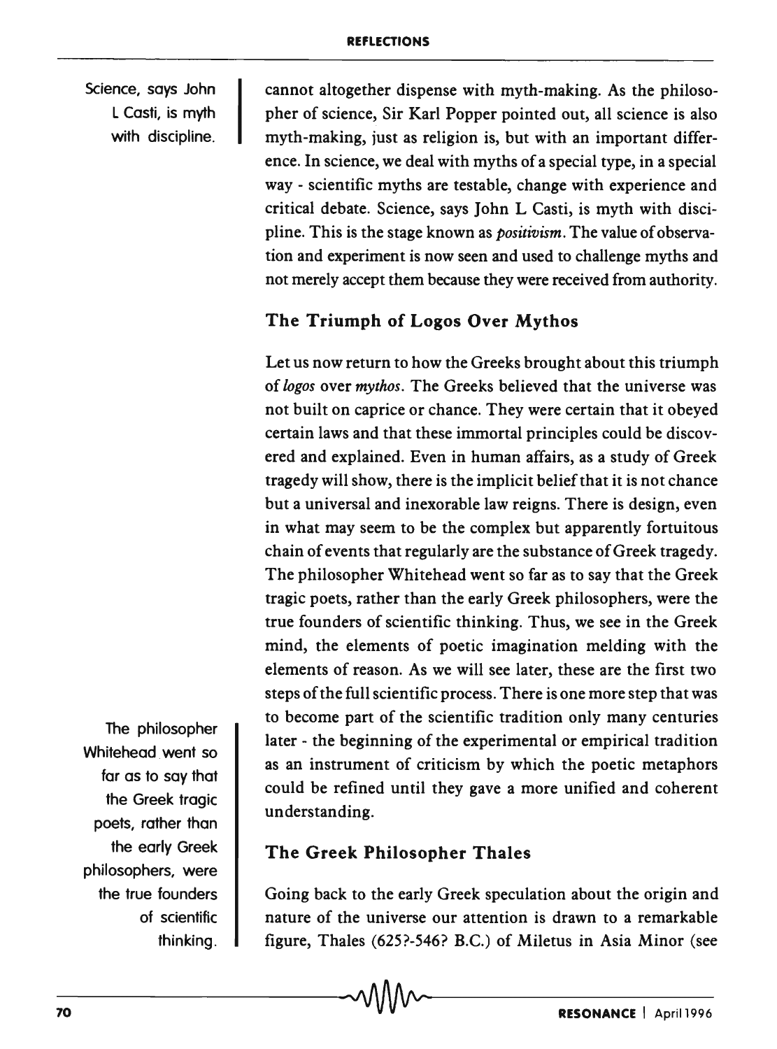cannot altogether dispense with myth-making. As the philosopher of science, Sir Karl Popper pointed out, all science is also myth-making, just as religion is, but with an important difference. In science, we deal with myths of a special type, in a special way - scientific myths are testable, change with experience and critical debate. Science, says John L Casti, is myth with discipline. This is the stage known as *positivism*. The value of observation and experiment is now seen and used to challenge myths and not merely accept them because they were received from authority.

Science, says John L Casti, is myth with discipline.

## The Triumph of Logos Over Mythos

Let us now return to how the Greeks brought about this triumph of *logos* over *mythos*. The Greeks believed that the universe was not built on caprice or chance. They were certain that it obeyed certain laws and that these immortal principles could be discovered and explained. Even in human affairs, as a study of Greek tragedy will show, there is the implicit belief that it is not chance but a universal and inexorable law reigns. There is design, even in what may seem to be the complex but apparently fortuitous chain of events that regularly are the substance of Greek tragedy. The philosopher Whitehead went so far as to say that the Greek tragic poets, rather than the early Greek philosophers, were the true founders of scientific thinking. Thus, we see in the Greek mind, the elements of poetic imagination melding with the elements of reason. As we will see later, these are the first two steps of the full scientific process. There is one more step that was to become part of the scientific tradition only many centuries later - the beginning of the experimental or empirical tradition as an instrument of criticism by which the poetic metaphors could be refined until they gave a more unified and coherent understanding.

The philosopher Whitehead went so far as to say that the Greek tragic poets, rather than the early Greek philosophers, were the true founders of scientific thinking.

## The Greek Philosopher Thales

Going back to the early Greek speculation about the origin and nature of the universe our attention is drawn to a remarkable figure, Thales (625?-546? B.C.) of Miletus in Asia Minor (see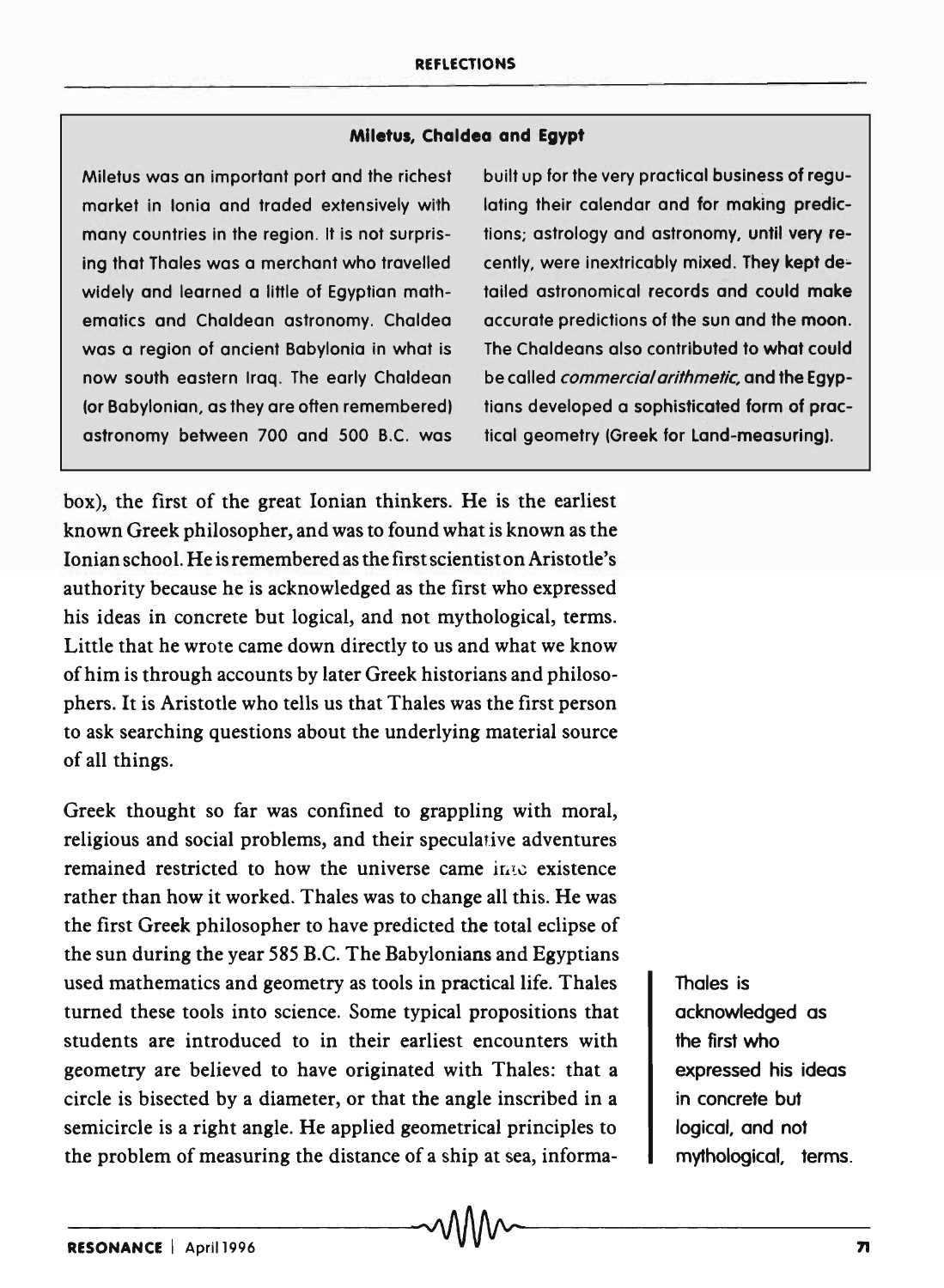### Miletus, Chaldea and Egypt

Miletus was an important port and the richest market in Ionia and traded extensively with many countries in the region. It is not surprising that Thales was a merchant who travelled widely and learned a little of Egyptian mathematics and Chaldean astronomy. Chaldea was a region of ancient Babylonia in what is now south eastern Iraq. The early Chaldean (or Babylonian, as they are often remembered) astronomy between 700 and 500 B.C. was built up for the very practical business of regulating their calendar and for making predictions; astrology and astronomy, until very recently, were inextricably mixed. They kept detailed astronomical records and could make accurate predictions of the sun and the moon. The Chaldeans also contributed to what could be called *commercial arithmetic*, and the Egyptians developed a sophisticated form of practical geometry (Greek for Land-measuring).

box), the first of the great Ionian thinkers. He is the earliest known Greek philosopher, and was to found what is known as the Ionian school. He is remembered as the first scientist on Aristotle's authority because he is acknowledged as the first who expressed his ideas in concrete but logical, and not mythological, terms. Little that he wrote came down directly to us and what we know of him is through accounts by later Greek historians and philosophers. It is Aristotle who tells us that Thales was the first person to ask searching questions about the underlying material source of all things.

Greek thought so far was confined to grappling with moral, religious and social problems, and their speculative adventures remained restricted to how the universe came into existence rather than how it worked. Thales was to change all this. He was the first Greek philosopher to have predicted the total eclipse of the sun during the year 585 B.C. The Babylonians and Egyptians used mathematics and geometry as tools in practical life. Thales turned these tools into science. Some typical propositions that students are introduced to in their earliest encounters with geometry are believed to have originated with Thales: that a circle is bisected by a diameter, or that the angle inscribed in a semicircle is a right angle. He applied geometrical principles to the problem of measuring the distance of a ship at sea, informa-

Thales is acknowledged as the first who expressed his ideas in concrete but logical, and not mythological, terms.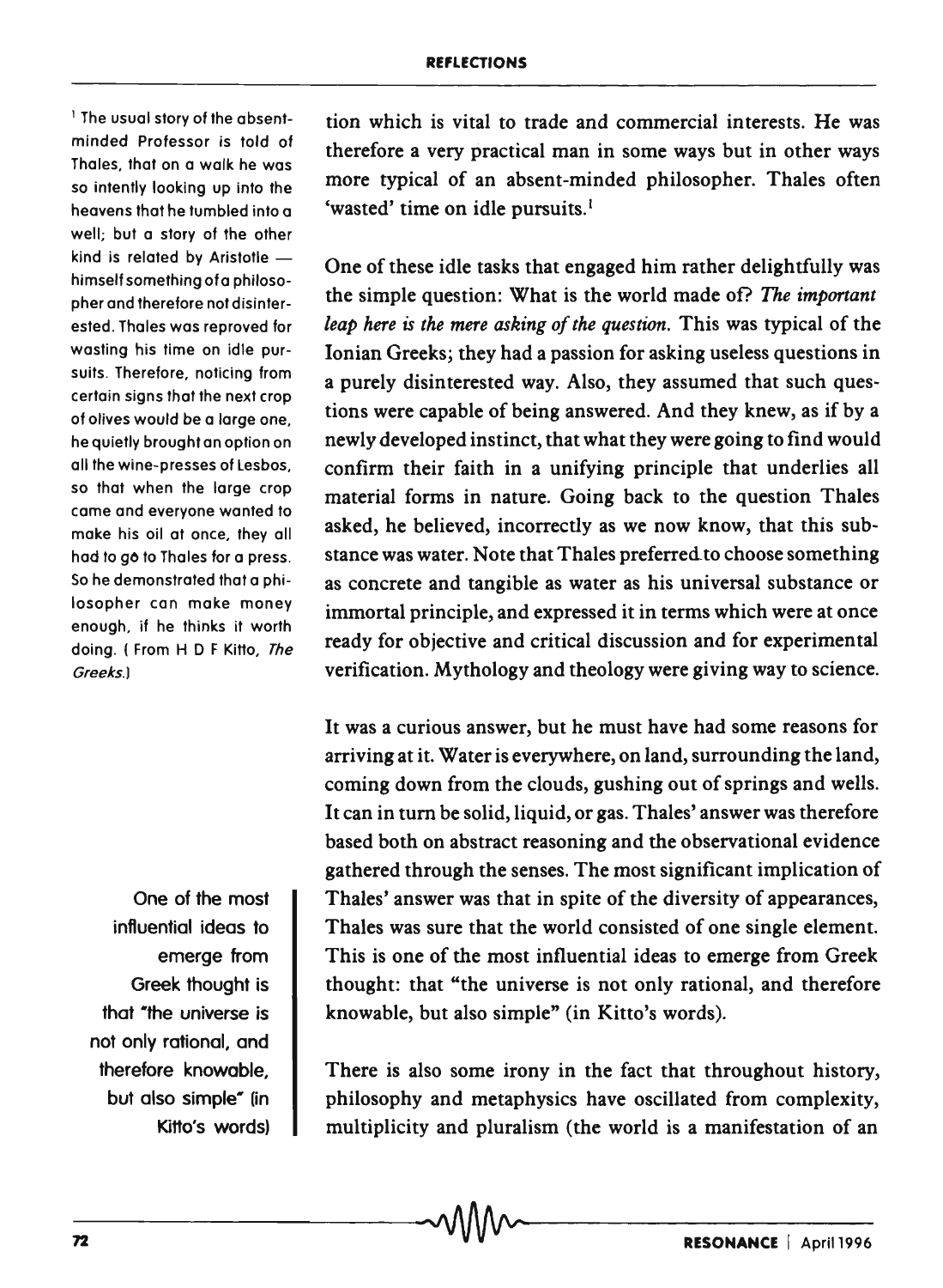tion which is vital to trade and commercial interests. He was therefore a very practical man in some ways but in other ways more typical of an absent-minded philosopher. Thales often 'wasted' time on idle pursuits.[1]

One of these idle tasks that engaged him rather delightfully was the simple question: What is the world made of? *The important leap here is the mere asking of the question.* This was typical of the Ionian Greeks; they had a passion for asking useless questions in a purely disinterested way. Also, they assumed that such questions were capable of being answered. And they knew, as if by a newly developed instinct, that what they were going to find would confirm their faith in a unifying principle that underlies all material forms in nature. Going back to the question Thales asked, he believed, incorrectly as we now know, that this substance was water. Note that Thales preferred to choose something as concrete and tangible as water as his universal substance or immortal principle, and expressed it in terms which were at once ready for objective and critical discussion and for experimental verification. Mythology and theology were giving way to science.

It was a curious answer, but he must have had some reasons for arriving at it. Water is everywhere, on land, surrounding the land, coming down from the clouds, gushing out of springs and wells. It can in turn be solid, liquid, or gas. Thales' answer was therefore based both on abstract reasoning and the observational evidence gathered through the senses. The most significant implication of Thales' answer was that in spite of the diversity of appearances, Thales was sure that the world consisted of one single element. This is one of the most influential ideas to emerge from Greek thought: that "the universe is not only rational, and therefore knowable, but also simple" (in Kitto's words).

There is also some irony in the fact that throughout history, philosophy and metaphysics have oscillated from complexity, multiplicity and pluralism (the world is a manifestation of an

[1] The usual story of the absent-minded Professor is told of Thales, that on a walk he was so intently looking up into the heavens that he tumbled into a well; but a story of the other kind is related by Aristotle — himself something of a philosopher and therefore not disinterested. Thales was reproved for wasting his time on idle pursuits. Therefore, noticing from certain signs that the next crop of olives would be a large one, he quietly brought an option on all the wine-presses of Lesbos, so that when the large crop came and everyone wanted to make his oil at once, they all had to go to Thales for a press. So he demonstrated that a philosopher can make money enough, if he thinks it worth doing. ( From H D F Kitto, *The Greeks*.)

One of the most influential ideas to emerge from Greek thought is that "the universe is not only rational, and therefore knowable, but also simple" (in Kitto's words)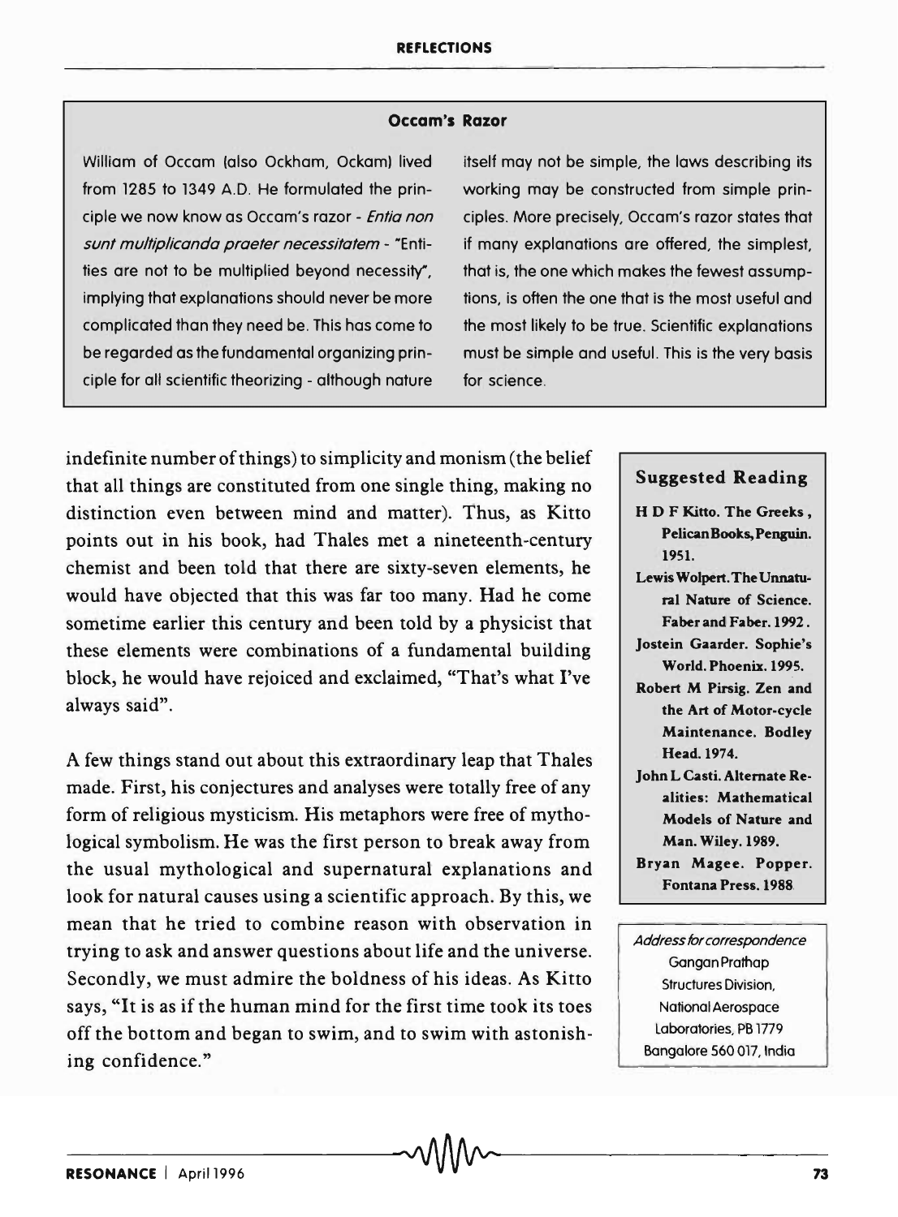### Occam's Razor

William of Occam (also Ockham, Ockam) lived from 1285 to 1349 A.D. He formulated the principle we now know as Occam's razor - *Entia non sunt multiplicanda praeter necessitatem* - "Entities are not to be multiplied beyond necessity", implying that explanations should never be more complicated than they need be. This has come to be regarded as the fundamental organizing principle for all scientific theorizing - although nature itself may not be simple, the laws describing its working may be constructed from simple principles. More precisely, Occam's razor states that if many explanations are offered, the simplest, that is, the one which makes the fewest assumptions, is often the one that is the most useful and the most likely to be true. Scientific explanations must be simple and useful. This is the very basis for science.

indefinite number of things) to simplicity and monism (the belief that all things are constituted from one single thing, making no distinction even between mind and matter). Thus, as Kitto points out in his book, had Thales met a nineteenth-century chemist and been told that there are sixty-seven elements, he would have objected that this was far too many. Had he come sometime earlier this century and been told by a physicist that these elements were combinations of a fundamental building block, he would have rejoiced and exclaimed, "That's what I've always said".

A few things stand out about this extraordinary leap that Thales made. First, his conjectures and analyses were totally free of any form of religious mysticism. His metaphors were free of mythological symbolism. He was the first person to break away from the usual mythological and supernatural explanations and look for natural causes using a scientific approach. By this, we mean that he tried to combine reason with observation in trying to ask and answer questions about life and the universe. Secondly, we must admire the boldness of his ideas. As Kitto says, "It is as if the human mind for the first time took its toes off the bottom and began to swim, and to swim with astonishing confidence."

### Suggested Reading

- H D F Kitto. The Greeks, Pelican Books, Penguin. 1951.
- Lewis Wolpert. The Unnatural Nature of Science. Faber and Faber. 1992.
- Jostein Gaarder. Sophie's World. Phoenix. 1995.
- Robert M Pirsig. Zen and the Art of Motor-cycle Maintenance. Bodley Head. 1974.
- John L Casti. Alternate Realities: Mathematical Models of Nature and Man. Wiley. 1989.
- Bryan Magee. Popper. Fontana Press. 1988.

*Address for correspondence*
Gangan Prathap
Structures Division,
National Aerospace Laboratories, PB 1779
Bangalore 560 017, India